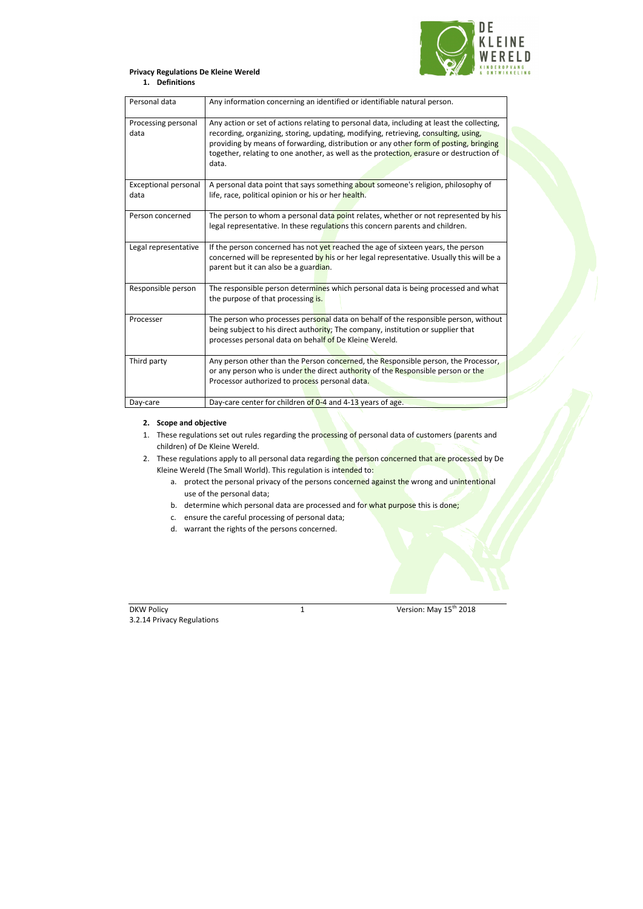**Privacy Regulations De Kleine Wereld**

## 1. Definitions

| | |
|---|---|
| Personal data | Any information concerning an identified or identifiable natural person. |
| Processing personal data | Any action or set of actions relating to personal data, including at least the collecting, recording, organizing, storing, updating, modifying, retrieving, consulting, using, providing by means of forwarding, distribution or any other form of posting, bringing together, relating to one another, as well as the protection, erasure or destruction of data. |
| Exceptional personal data | A personal data point that says something about someone's religion, philosophy of life, race, political opinion or his or her health. |
| Person concerned | The person to whom a personal data point relates, whether or not represented by his legal representative. In these regulations this concern parents and children. |
| Legal representative | If the person concerned has not yet reached the age of sixteen years, the person concerned will be represented by his or her legal representative. Usually this will be a parent but it can also be a guardian. |
| Responsible person | The responsible person determines which personal data is being processed and what the purpose of that processing is. |
| Processer | The person who processes personal data on behalf of the responsible person, without being subject to his direct authority; The company, institution or supplier that processes personal data on behalf of De Kleine Wereld. |
| Third party | Any person other than the Person concerned, the Responsible person, the Processor, or any person who is under the direct authority of the Responsible person or the Processor authorized to process personal data. |
| Day-care | Day-care center for children of 0-4 and 4-13 years of age. |

## 2. Scope and objective

1. These regulations set out rules regarding the processing of personal data of customers (parents and children) of De Kleine Wereld.
2. These regulations apply to all personal data regarding the person concerned that are processed by De Kleine Wereld (The Small World). This regulation is intended to:
   a. protect the personal privacy of the persons concerned against the wrong and unintentional use of the personal data;
   b. determine which personal data are processed and for what purpose this is done;
   c. ensure the careful processing of personal data;
   d. warrant the rights of the persons concerned.

DKW Policy
3.2.14 Privacy Regulations

Version: May 15th 2018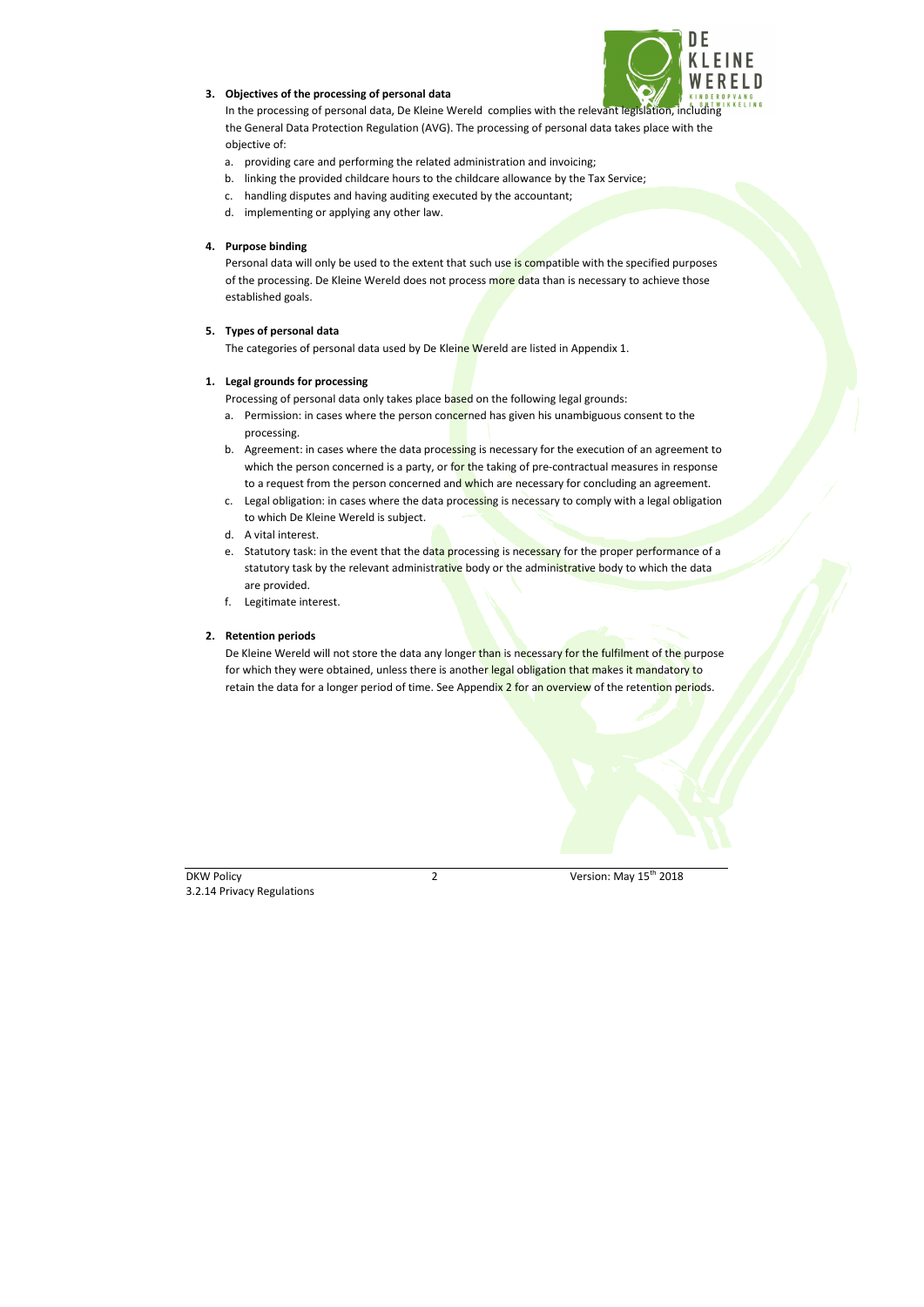### 3. Objectives of the processing of personal data

In the processing of personal data, De Kleine Wereld complies with the relevant legislation, including the General Data Protection Regulation (AVG). The processing of personal data takes place with the objective of:

a. providing care and performing the related administration and invoicing;
b. linking the provided childcare hours to the childcare allowance by the Tax Service;
c. handling disputes and having auditing executed by the accountant;
d. implementing or applying any other law.

### 4. Purpose binding

Personal data will only be used to the extent that such use is compatible with the specified purposes of the processing. De Kleine Wereld does not process more data than is necessary to achieve those established goals.

### 5. Types of personal data

The categories of personal data used by De Kleine Wereld are listed in Appendix 1.

### 1. Legal grounds for processing

Processing of personal data only takes place based on the following legal grounds:

a. Permission: in cases where the person concerned has given his unambiguous consent to the processing.
b. Agreement: in cases where the data processing is necessary for the execution of an agreement to which the person concerned is a party, or for the taking of pre-contractual measures in response to a request from the person concerned and which are necessary for concluding an agreement.
c. Legal obligation: in cases where the data processing is necessary to comply with a legal obligation to which De Kleine Wereld is subject.
d. A vital interest.
e. Statutory task: in the event that the data processing is necessary for the proper performance of a statutory task by the relevant administrative body or the administrative body to which the data are provided.
f. Legitimate interest.

### 2. Retention periods

De Kleine Wereld will not store the data any longer than is necessary for the fulfilment of the purpose for which they were obtained, unless there is another legal obligation that makes it mandatory to retain the data for a longer period of time. See Appendix 2 for an overview of the retention periods.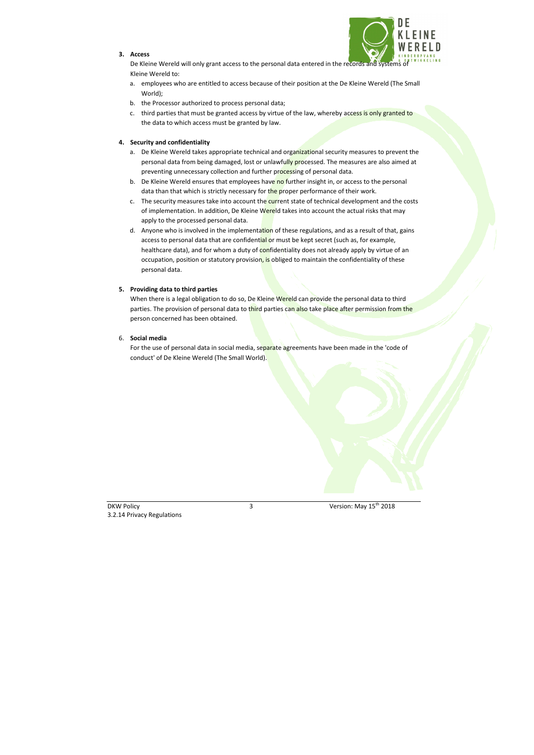**3. Access**

De Kleine Wereld will only grant access to the personal data entered in the records and systems of Kleine Wereld to:

a. employees who are entitled to access because of their position at the De Kleine Wereld (The Small World);
b. the Processor authorized to process personal data;
c. third parties that must be granted access by virtue of the law, whereby access is only granted to the data to which access must be granted by law.

**4. Security and confidentiality**

a. De Kleine Wereld takes appropriate technical and organizational security measures to prevent the personal data from being damaged, lost or unlawfully processed. The measures are also aimed at preventing unnecessary collection and further processing of personal data.
b. De Kleine Wereld ensures that employees have no further insight in, or access to the personal data than that which is strictly necessary for the proper performance of their work.
c. The security measures take into account the current state of technical development and the costs of implementation. In addition, De Kleine Wereld takes into account the actual risks that may apply to the processed personal data.
d. Anyone who is involved in the implementation of these regulations, and as a result of that, gains access to personal data that are confidential or must be kept secret (such as, for example, healthcare data), and for whom a duty of confidentiality does not already apply by virtue of an occupation, position or statutory provision, is obliged to maintain the confidentiality of these personal data.

**5. Providing data to third parties**

When there is a legal obligation to do so, De Kleine Wereld can provide the personal data to third parties. The provision of personal data to third parties can also take place after permission from the person concerned has been obtained.

6. **Social media**

For the use of personal data in social media, separate agreements have been made in the 'code of conduct' of De Kleine Wereld (The Small World).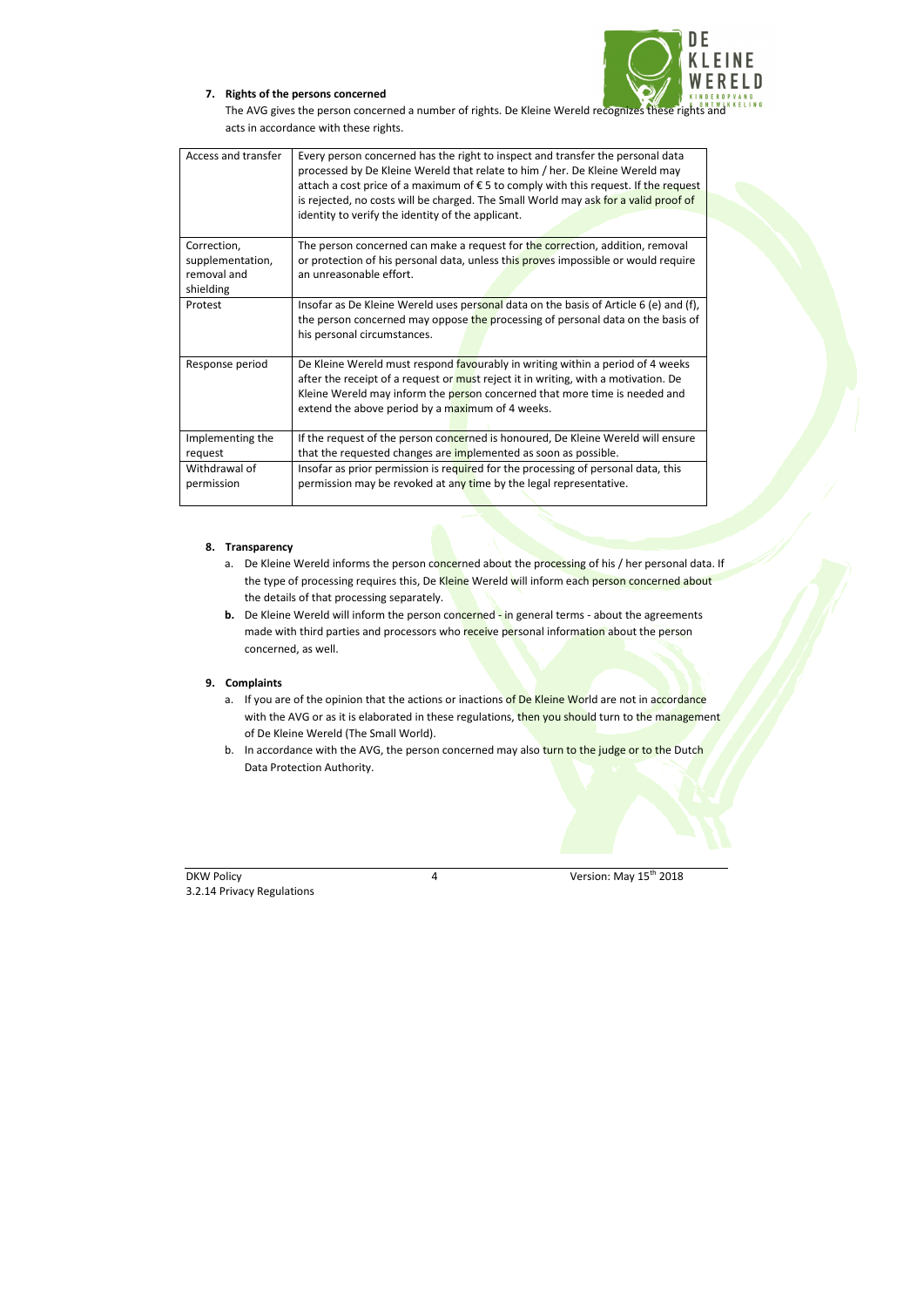## 7. Rights of the persons concerned

The AVG gives the person concerned a number of rights. De Kleine Wereld recognizes these rights and acts in accordance with these rights.

| | |
|---|---|
| Access and transfer | Every person concerned has the right to inspect and transfer the personal data processed by De Kleine Wereld that relate to him / her. De Kleine Wereld may attach a cost price of a maximum of € 5 to comply with this request. If the request is rejected, no costs will be charged. The Small World may ask for a valid proof of identity to verify the identity of the applicant. |
| Correction, supplementation, removal and shielding | The person concerned can make a request for the correction, addition, removal or protection of his personal data, unless this proves impossible or would require an unreasonable effort. |
| Protest | Insofar as De Kleine Wereld uses personal data on the basis of Article 6 (e) and (f), the person concerned may oppose the processing of personal data on the basis of his personal circumstances. |
| Response period | De Kleine Wereld must respond favourably in writing within a period of 4 weeks after the receipt of a request or must reject it in writing, with a motivation. De Kleine Wereld may inform the person concerned that more time is needed and extend the above period by a maximum of 4 weeks. |
| Implementing the request | If the request of the person concerned is honoured, De Kleine Wereld will ensure that the requested changes are implemented as soon as possible. |
| Withdrawal of permission | Insofar as prior permission is required for the processing of personal data, this permission may be revoked at any time by the legal representative. |

## 8. Transparency

a. De Kleine Wereld informs the person concerned about the processing of his / her personal data. If the type of processing requires this, De Kleine Wereld will inform each person concerned about the details of that processing separately.

**b.** De Kleine Wereld will inform the person concerned - in general terms - about the agreements made with third parties and processors who receive personal information about the person concerned, as well.

## 9. Complaints

a. If you are of the opinion that the actions or inactions of De Kleine World are not in accordance with the AVG or as it is elaborated in these regulations, then you should turn to the management of De Kleine Wereld (The Small World).

b. In accordance with the AVG, the person concerned may also turn to the judge or to the Dutch Data Protection Authority.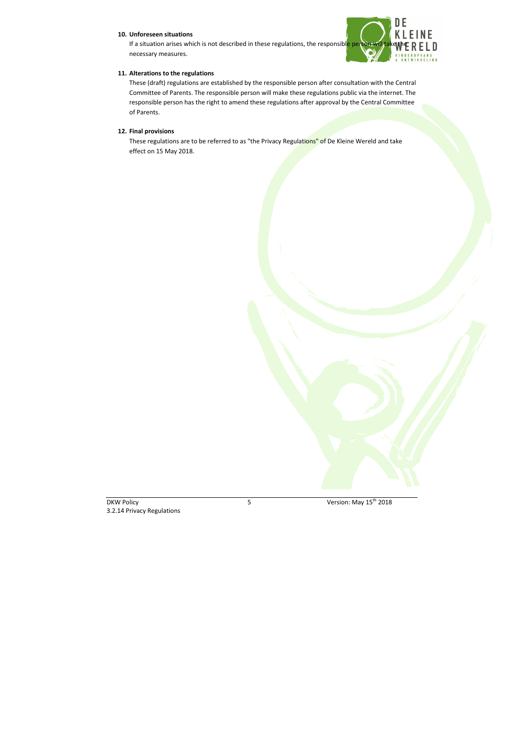**10. Unforeseen situations**

If a situation arises which is not described in these regulations, the responsible person will take the necessary measures.

**11. Alterations to the regulations**

These (draft) regulations are established by the responsible person after consultation with the Central Committee of Parents. The responsible person will make these regulations public via the internet. The responsible person has the right to amend these regulations after approval by the Central Committee of Parents.

**12. Final provisions**

These regulations are to be referred to as "the Privacy Regulations" of De Kleine Wereld and take effect on 15 May 2018.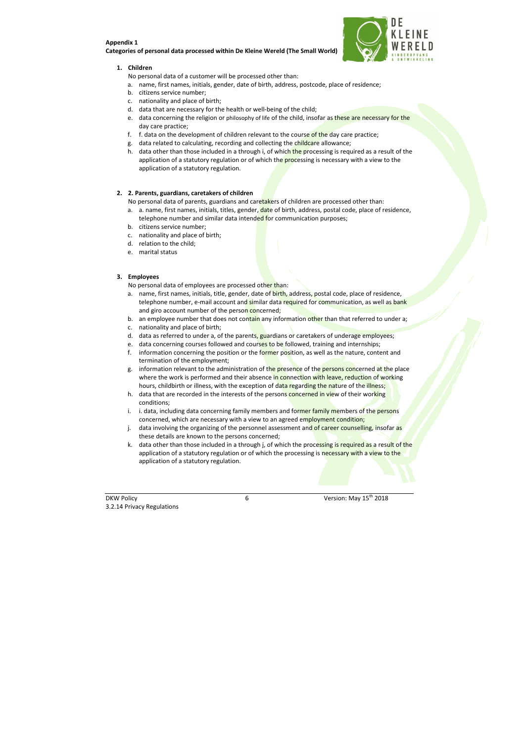**Appendix 1**
**Categories of personal data processed within De Kleine Wereld (The Small World)**

1. **Children**

   No personal data of a customer will be processed other than:

   a. name, first names, initials, gender, date of birth, address, postcode, place of residence;
   b. citizens service number;
   c. nationality and place of birth;
   d. data that are necessary for the health or well-being of the child;
   e. data concerning the religion or philosophy of life of the child, insofar as these are necessary for the day care practice;
   f. f. data on the development of children relevant to the course of the day care practice;
   g. data related to calculating, recording and collecting the childcare allowance;
   h. data other than those included in a through i, of which the processing is required as a result of the application of a statutory regulation or of which the processing is necessary with a view to the application of a statutory regulation.

2. **2. Parents, guardians, caretakers of children**

   No personal data of parents, guardians and caretakers of children are processed other than:

   a. a. name, first names, initials, titles, gender, date of birth, address, postal code, place of residence, telephone number and similar data intended for communication purposes;
   b. citizens service number;
   c. nationality and place of birth;
   d. relation to the child;
   e. marital status

3. **Employees**

   No personal data of employees are processed other than:

   a. name, first names, initials, title, gender, date of birth, address, postal code, place of residence, telephone number, e-mail account and similar data required for communication, as well as bank and giro account number of the person concerned;
   b. an employee number that does not contain any information other than that referred to under a;
   c. nationality and place of birth;
   d. data as referred to under a, of the parents, guardians or caretakers of underage employees;
   e. data concerning courses followed and courses to be followed, training and internships;
   f. information concerning the position or the former position, as well as the nature, content and termination of the employment;
   g. information relevant to the administration of the presence of the persons concerned at the place where the work is performed and their absence in connection with leave, reduction of working hours, childbirth or illness, with the exception of data regarding the nature of the illness;
   h. data that are recorded in the interests of the persons concerned in view of their working conditions;
   i. i. data, including data concerning family members and former family members of the persons concerned, which are necessary with a view to an agreed employment condition;
   j. data involving the organizing of the personnel assessment and of career counselling, insofar as these details are known to the persons concerned;
   k. data other than those included in a through j, of which the processing is required as a result of the application of a statutory regulation or of which the processing is necessary with a view to the application of a statutory regulation.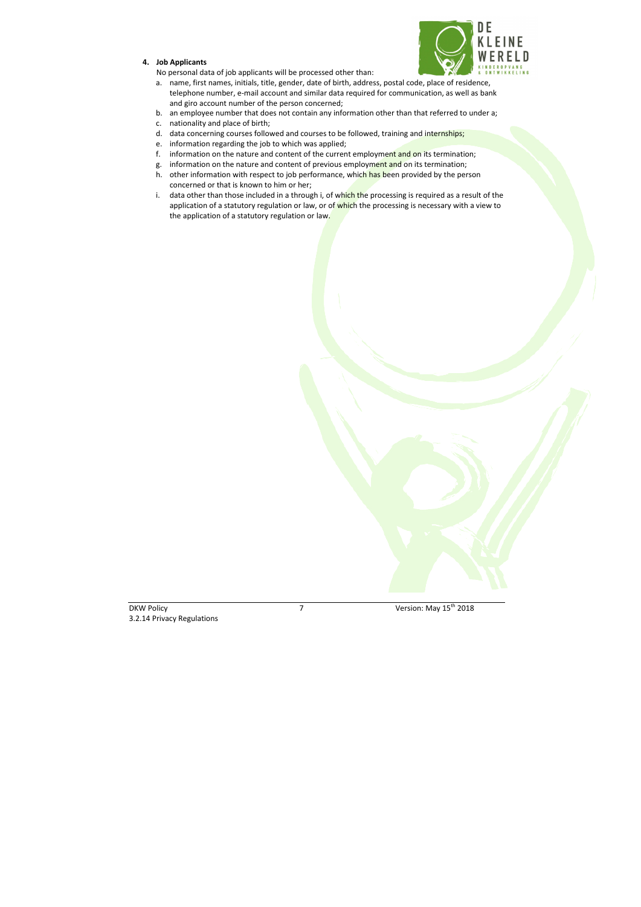**4. Job Applicants**

No personal data of job applicants will be processed other than:

a. name, first names, initials, title, gender, date of birth, address, postal code, place of residence, telephone number, e-mail account and similar data required for communication, as well as bank and giro account number of the person concerned;
b. an employee number that does not contain any information other than that referred to under a;
c. nationality and place of birth;
d. data concerning courses followed and courses to be followed, training and internships;
e. information regarding the job to which was applied;
f. information on the nature and content of the current employment and on its termination;
g. information on the nature and content of previous employment and on its termination;
h. other information with respect to job performance, which has been provided by the person concerned or that is known to him or her;
i. data other than those included in a through i, of which the processing is required as a result of the application of a statutory regulation or law, or of which the processing is necessary with a view to the application of a statutory regulation or law.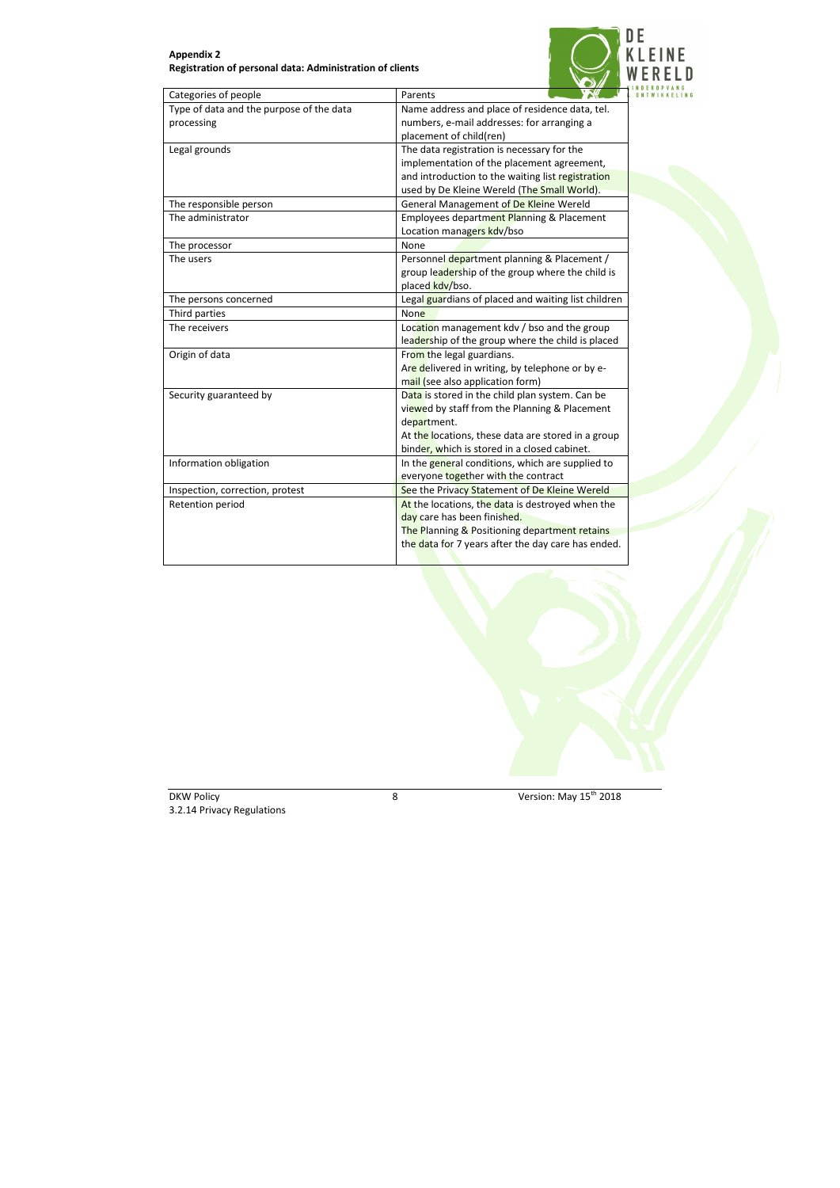**Appendix 2**
**Registration of personal data: Administration of clients**

| Categories of people | Parents |
|---|---|
| Type of data and the purpose of the data processing | Name address and place of residence data, tel. numbers, e-mail addresses: for arranging a placement of child(ren) |
| Legal grounds | The data registration is necessary for the implementation of the placement agreement, and introduction to the waiting list registration used by De Kleine Wereld (The Small World). |
| The responsible person | General Management of De Kleine Wereld |
| The administrator | Employees department Planning & Placement Location managers kdv/bso |
| The processor | None |
| The users | Personnel department planning & Placement / group leadership of the group where the child is placed kdv/bso. |
| The persons concerned | Legal guardians of placed and waiting list children |
| Third parties | None |
| The receivers | Location management kdv / bso and the group leadership of the group where the child is placed |
| Origin of data | From the legal guardians. Are delivered in writing, by telephone or by e-mail (see also application form) |
| Security guaranteed by | Data is stored in the child plan system. Can be viewed by staff from the Planning & Placement department. At the locations, these data are stored in a group binder, which is stored in a closed cabinet. |
| Information obligation | In the general conditions, which are supplied to everyone together with the contract |
| Inspection, correction, protest | See the Privacy Statement of De Kleine Wereld |
| Retention period | At the locations, the data is destroyed when the day care has been finished. The Planning & Positioning department retains the data for 7 years after the day care has ended. |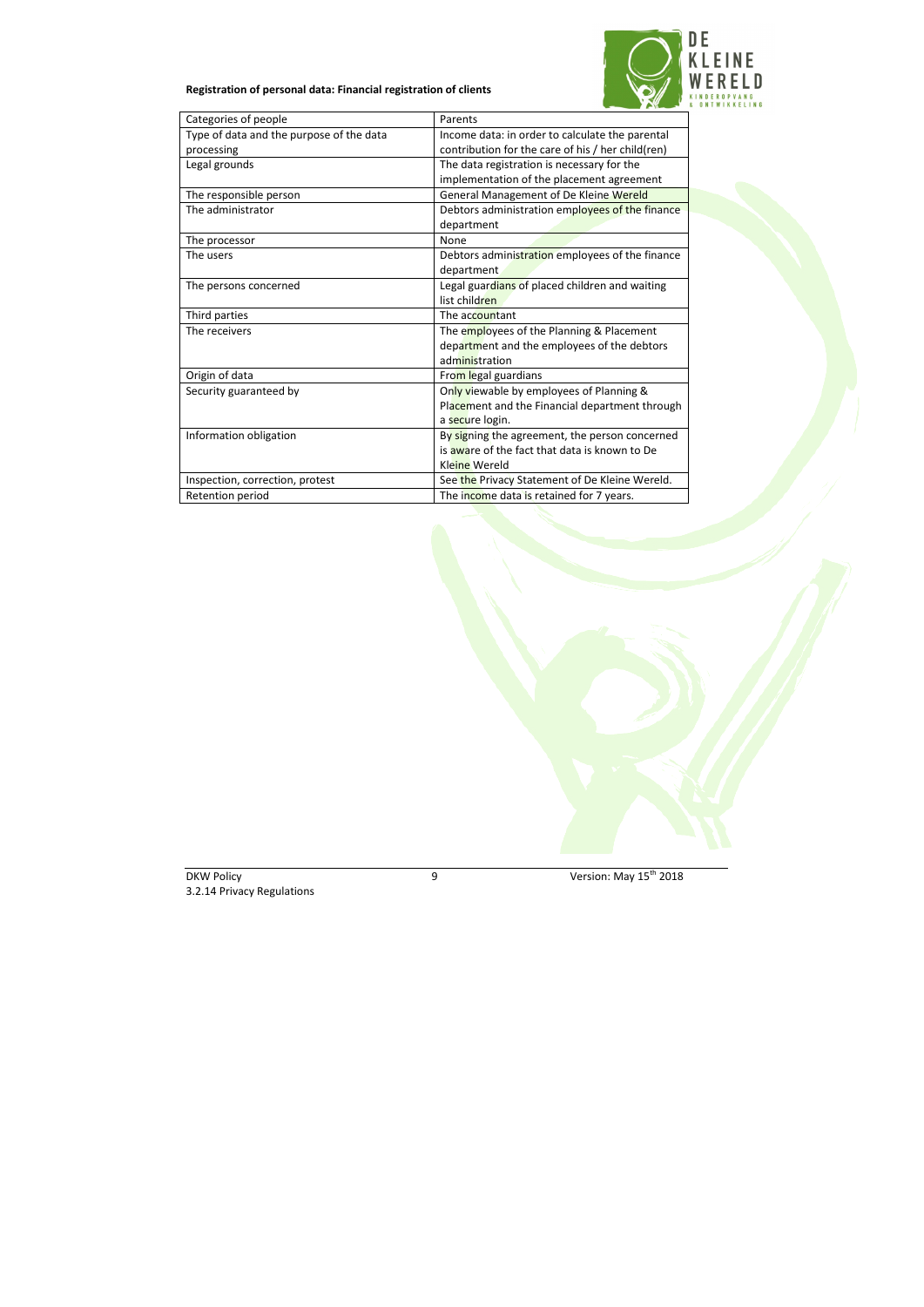**Registration of personal data: Financial registration of clients**

| Categories of people | Parents |
|---|---|
| Type of data and the purpose of the data processing | Income data: in order to calculate the parental contribution for the care of his / her child(ren) |
| Legal grounds | The data registration is necessary for the implementation of the placement agreement |
| The responsible person | General Management of De Kleine Wereld |
| The administrator | Debtors administration employees of the finance department |
| The processor | None |
| The users | Debtors administration employees of the finance department |
| The persons concerned | Legal guardians of placed children and waiting list children |
| Third parties | The accountant |
| The receivers | The employees of the Planning & Placement department and the employees of the debtors administration |
| Origin of data | From legal guardians |
| Security guaranteed by | Only viewable by employees of Planning & Placement and the Financial department through a secure login. |
| Information obligation | By signing the agreement, the person concerned is aware of the fact that data is known to De Kleine Wereld |
| Inspection, correction, protest | See the Privacy Statement of De Kleine Wereld. |
| Retention period | The income data is retained for 7 years. |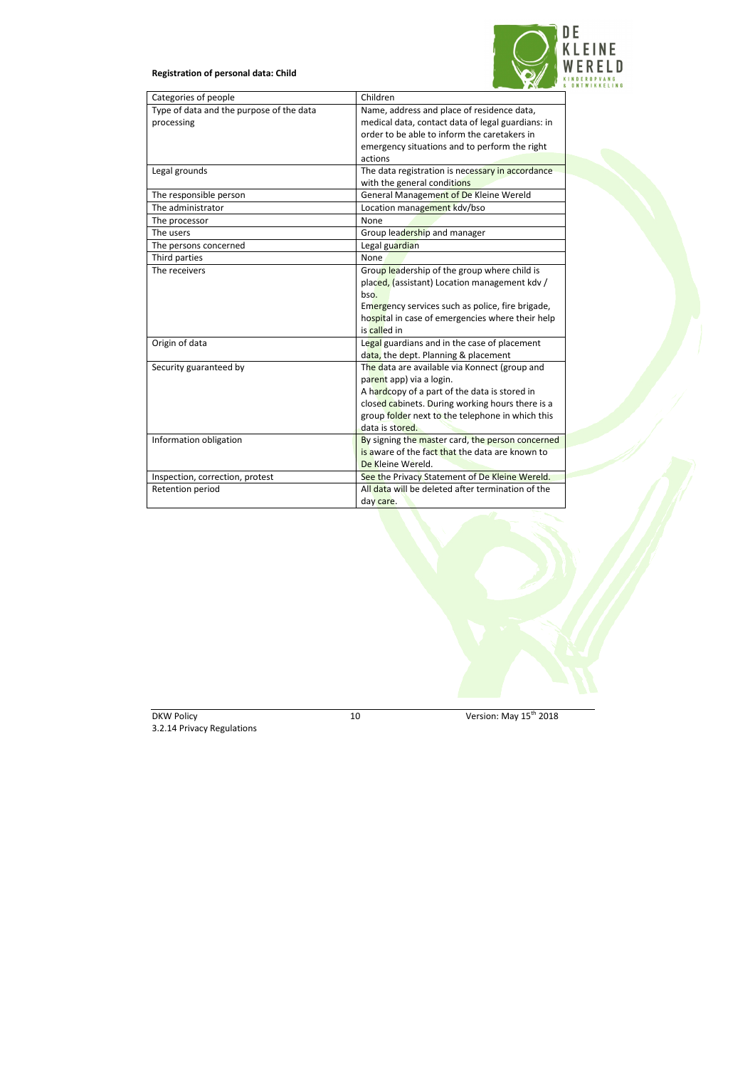**Registration of personal data: Child**

| Categories of people | Children |
|---|---|
| Type of data and the purpose of the data processing | Name, address and place of residence data, medical data, contact data of legal guardians: in order to be able to inform the caretakers in emergency situations and to perform the right actions |
| Legal grounds | The data registration is necessary in accordance with the general conditions |
| The responsible person | General Management of De Kleine Wereld |
| The administrator | Location management kdv/bso |
| The processor | None |
| The users | Group leadership and manager |
| The persons concerned | Legal guardian |
| Third parties | None |
| The receivers | Group leadership of the group where child is placed, (assistant) Location management kdv / bso.<br>Emergency services such as police, fire brigade, hospital in case of emergencies where their help is called in |
| Origin of data | Legal guardians and in the case of placement data, the dept. Planning & placement |
| Security guaranteed by | The data are available via Konnect (group and parent app) via a login.<br>A hardcopy of a part of the data is stored in closed cabinets. During working hours there is a group folder next to the telephone in which this data is stored. |
| Information obligation | By signing the master card, the person concerned is aware of the fact that the data are known to De Kleine Wereld. |
| Inspection, correction, protest | See the Privacy Statement of De Kleine Wereld. |
| Retention period | All data will be deleted after termination of the day care. |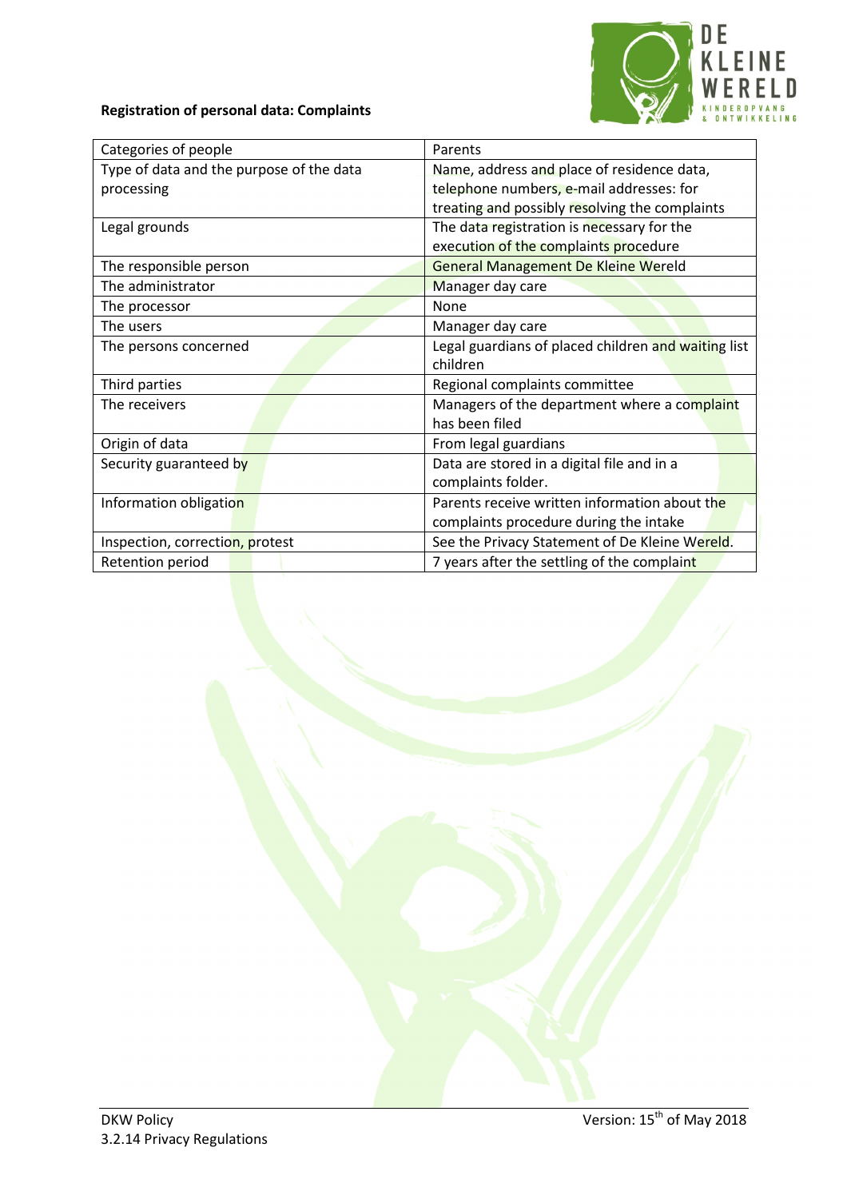**Registration of personal data: Complaints**

| Categories of people | Parents |
|---|---|
| Type of data and the purpose of the data processing | Name, address and place of residence data, telephone numbers, e-mail addresses: for treating and possibly resolving the complaints |
| Legal grounds | The data registration is necessary for the execution of the complaints procedure |
| The responsible person | General Management De Kleine Wereld |
| The administrator | Manager day care |
| The processor | None |
| The users | Manager day care |
| The persons concerned | Legal guardians of placed children and waiting list children |
| Third parties | Regional complaints committee |
| The receivers | Managers of the department where a complaint has been filed |
| Origin of data | From legal guardians |
| Security guaranteed by | Data are stored in a digital file and in a complaints folder. |
| Information obligation | Parents receive written information about the complaints procedure during the intake |
| Inspection, correction, protest | See the Privacy Statement of De Kleine Wereld. |
| Retention period | 7 years after the settling of the complaint |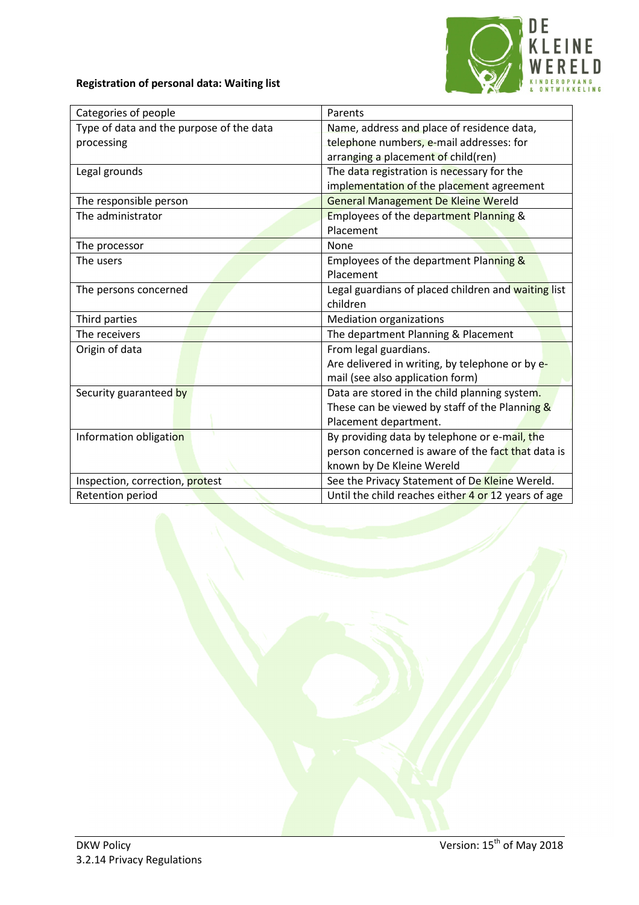**Registration of personal data: Waiting list**

| Categories of people | Parents |
|---|---|
| Type of data and the purpose of the data processing | Name, address and place of residence data, telephone numbers, e-mail addresses: for arranging a placement of child(ren) |
| Legal grounds | The data registration is necessary for the implementation of the placement agreement |
| The responsible person | General Management De Kleine Wereld |
| The administrator | Employees of the department Planning & Placement |
| The processor | None |
| The users | Employees of the department Planning & Placement |
| The persons concerned | Legal guardians of placed children and waiting list children |
| Third parties | Mediation organizations |
| The receivers | The department Planning & Placement |
| Origin of data | From legal guardians.<br>Are delivered in writing, by telephone or by e-mail (see also application form) |
| Security guaranteed by | Data are stored in the child planning system. These can be viewed by staff of the Planning & Placement department. |
| Information obligation | By providing data by telephone or e-mail, the person concerned is aware of the fact that data is known by De Kleine Wereld |
| Inspection, correction, protest | See the Privacy Statement of De Kleine Wereld. |
| Retention period | Until the child reaches either 4 or 12 years of age |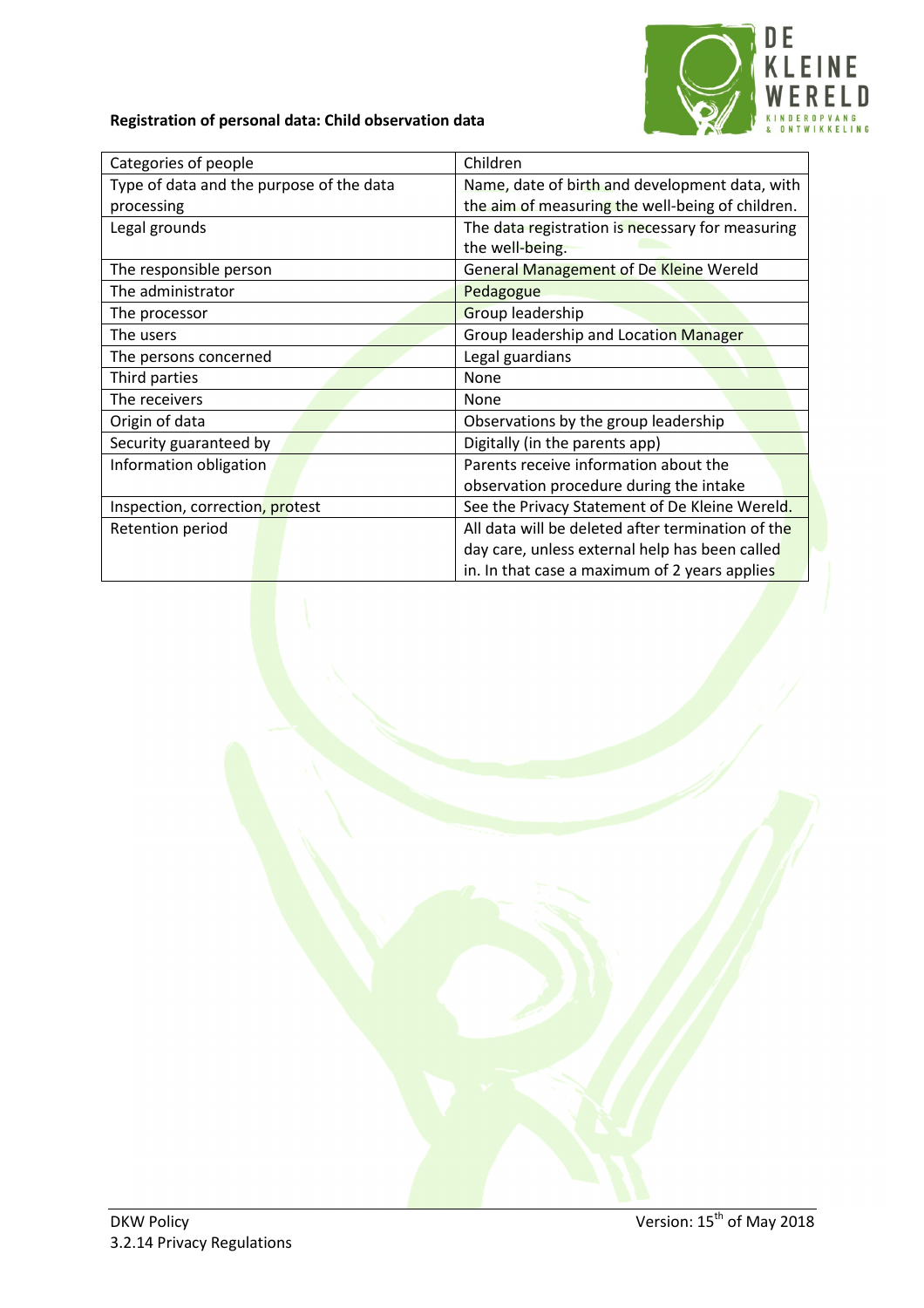**Registration of personal data: Child observation data**

| Categories of people | Children |
|---|---|
| Type of data and the purpose of the data processing | Name, date of birth and development data, with the aim of measuring the well-being of children. |
| Legal grounds | The data registration is necessary for measuring the well-being. |
| The responsible person | General Management of De Kleine Wereld |
| The administrator | Pedagogue |
| The processor | Group leadership |
| The users | Group leadership and Location Manager |
| The persons concerned | Legal guardians |
| Third parties | None |
| The receivers | None |
| Origin of data | Observations by the group leadership |
| Security guaranteed by | Digitally (in the parents app) |
| Information obligation | Parents receive information about the observation procedure during the intake |
| Inspection, correction, protest | See the Privacy Statement of De Kleine Wereld. |
| Retention period | All data will be deleted after termination of the day care, unless external help has been called in. In that case a maximum of 2 years applies |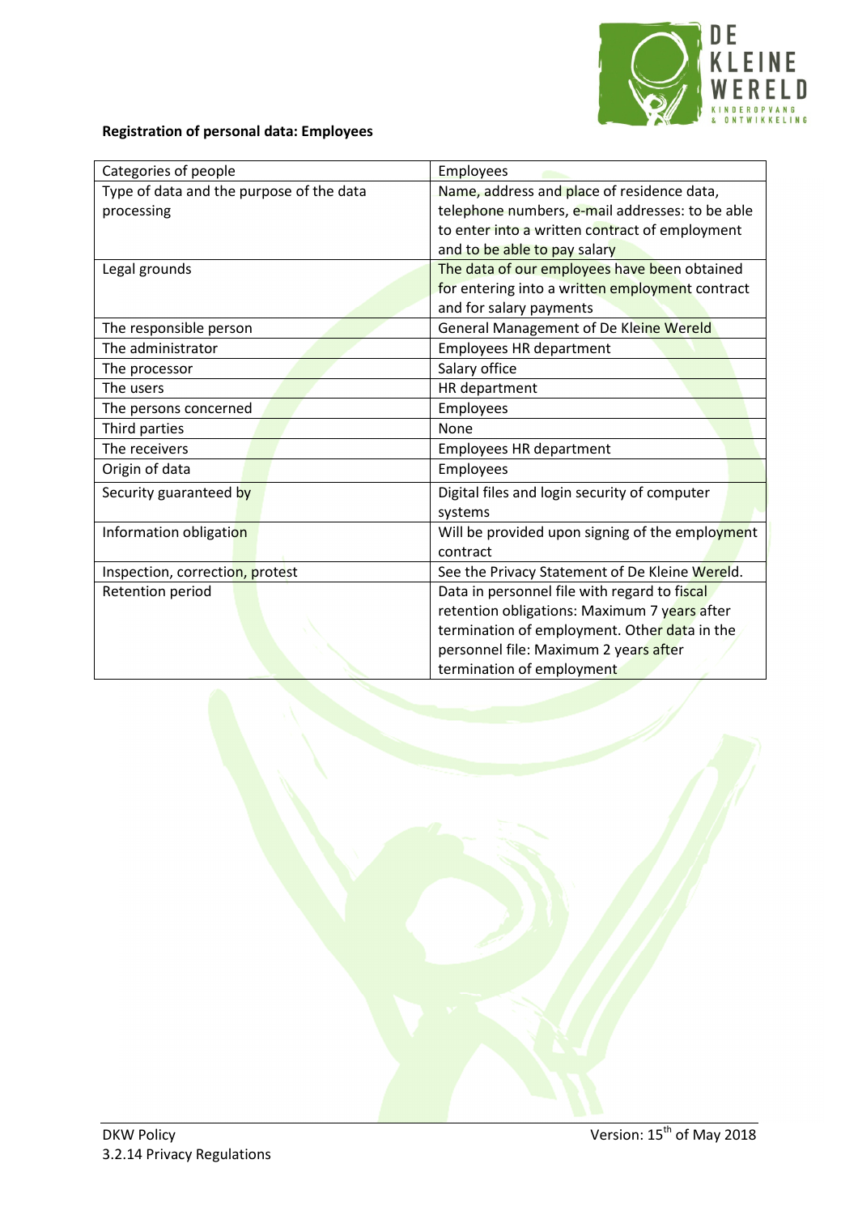**Registration of personal data: Employees**

| | |
|---|---|
| Categories of people | Employees |
| Type of data and the purpose of the data processing | Name, address and place of residence data, telephone numbers, e-mail addresses: to be able to enter into a written contract of employment and to be able to pay salary |
| Legal grounds | The data of our employees have been obtained for entering into a written employment contract and for salary payments |
| The responsible person | General Management of De Kleine Wereld |
| The administrator | Employees HR department |
| The processor | Salary office |
| The users | HR department |
| The persons concerned | Employees |
| Third parties | None |
| The receivers | Employees HR department |
| Origin of data | Employees |
| Security guaranteed by | Digital files and login security of computer systems |
| Information obligation | Will be provided upon signing of the employment contract |
| Inspection, correction, protest | See the Privacy Statement of De Kleine Wereld. |
| Retention period | Data in personnel file with regard to fiscal retention obligations: Maximum 7 years after termination of employment. Other data in the personnel file: Maximum 2 years after termination of employment |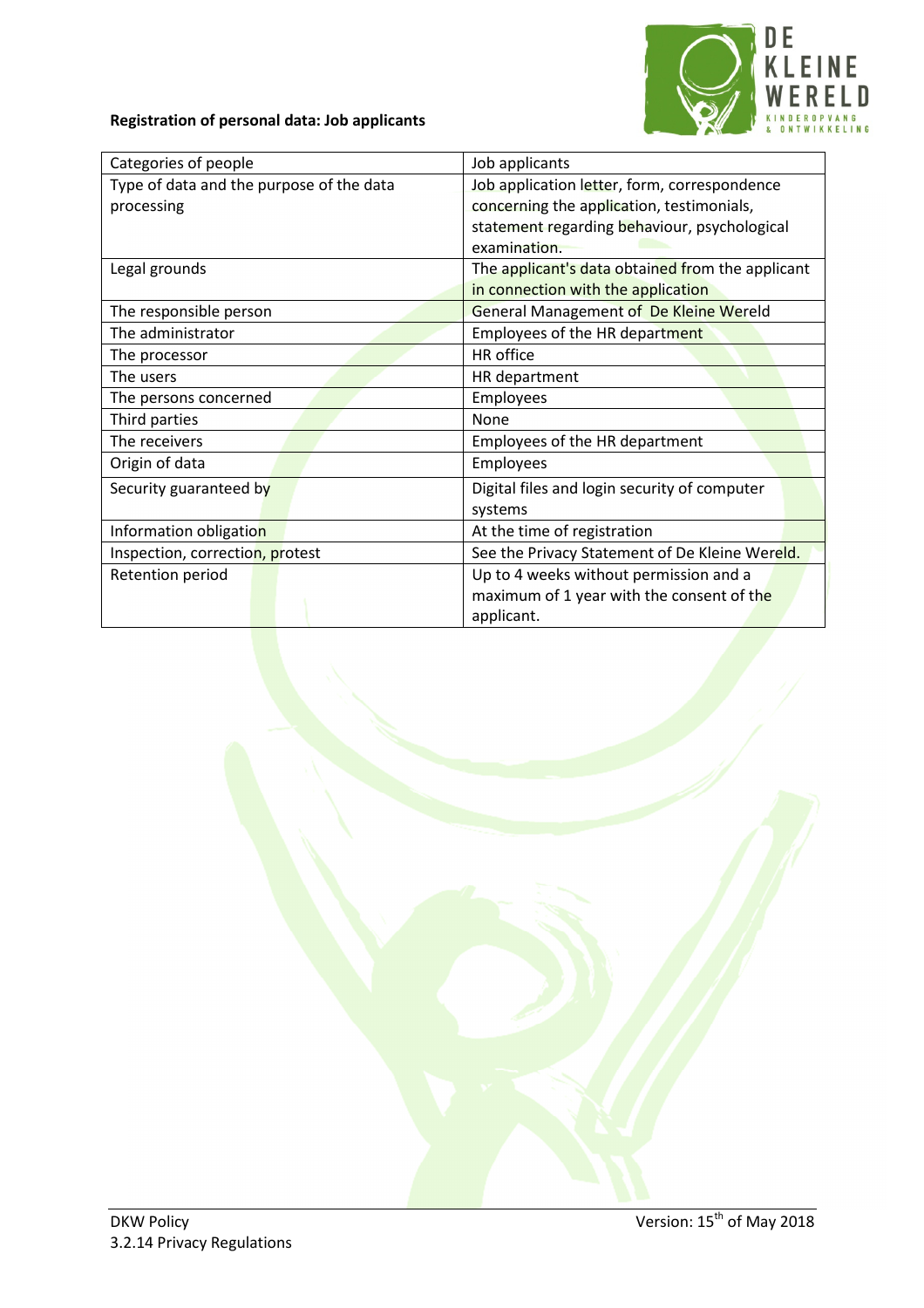**Registration of personal data: Job applicants**

| | |
|---|---|
| Categories of people | Job applicants |
| Type of data and the purpose of the data processing | Job application letter, form, correspondence concerning the application, testimonials, statement regarding behaviour, psychological examination. |
| Legal grounds | The applicant's data obtained from the applicant in connection with the application |
| The responsible person | General Management of De Kleine Wereld |
| The administrator | Employees of the HR department |
| The processor | HR office |
| The users | HR department |
| The persons concerned | Employees |
| Third parties | None |
| The receivers | Employees of the HR department |
| Origin of data | Employees |
| Security guaranteed by | Digital files and login security of computer systems |
| Information obligation | At the time of registration |
| Inspection, correction, protest | See the Privacy Statement of De Kleine Wereld. |
| Retention period | Up to 4 weeks without permission and a maximum of 1 year with the consent of the applicant. |